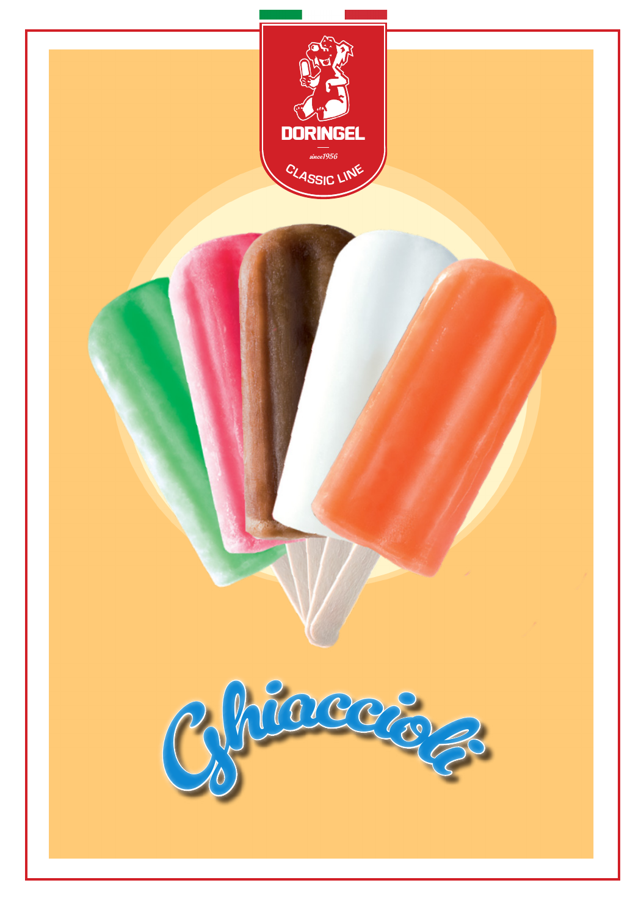DORINGEL

*since 1956*

CLASSIC LINE

# Ghiaccioli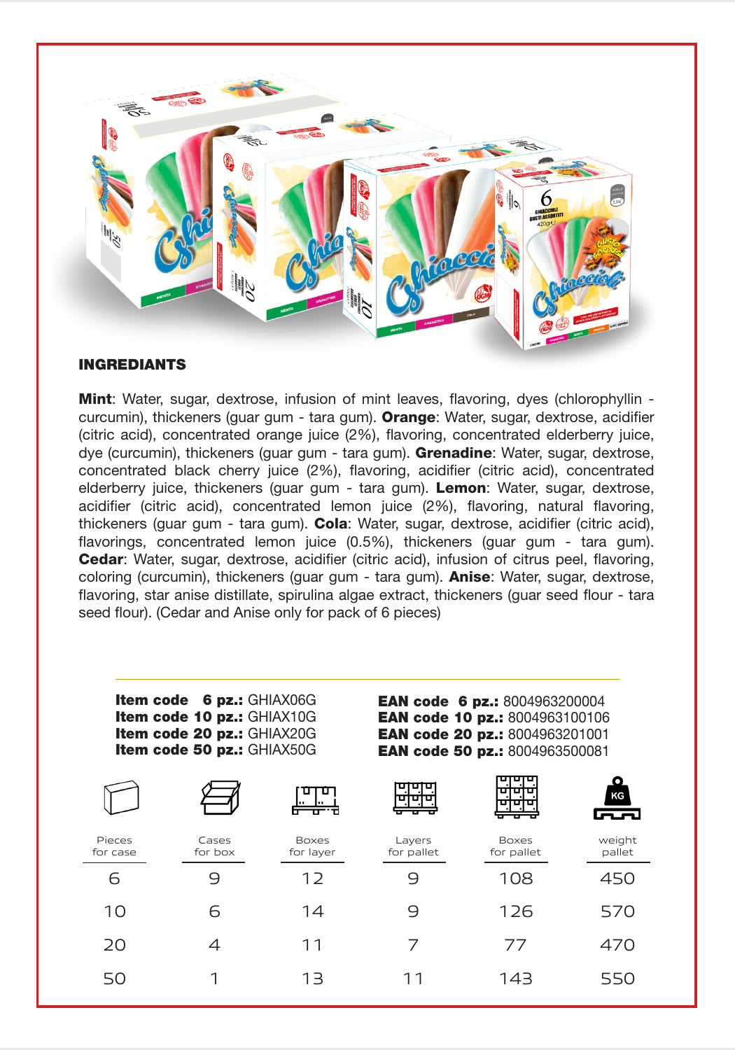## INGREDIANTS

**Mint**: Water, sugar, dextrose, infusion of mint leaves, flavoring, dyes (chlorophyllin - curcumin), thickeners (guar gum - tara gum). **Orange**: Water, sugar, dextrose, acidifier (citric acid), concentrated orange juice (2%), flavoring, concentrated elderberry juice, dye (curcumin), thickeners (guar gum - tara gum). **Grenadine**: Water, sugar, dextrose, concentrated black cherry juice (2%), flavoring, acidifier (citric acid), concentrated elderberry juice, thickeners (guar gum - tara gum). **Lemon**: Water, sugar, dextrose, acidifier (citric acid), concentrated lemon juice (2%), flavoring, natural flavoring, thickeners (guar gum - tara gum). **Cola**: Water, sugar, dextrose, acidifier (citric acid), flavorings, concentrated lemon juice (0.5%), thickeners (guar gum - tara gum). **Cedar**: Water, sugar, dextrose, acidifier (citric acid), infusion of citrus peel, flavoring, coloring (curcumin), thickeners (guar gum - tara gum). **Anise**: Water, sugar, dextrose, flavoring, star anise distillate, spirulina algae extract, thickeners (guar seed flour - tara seed flour). (Cedar and Anise only for pack of 6 pieces)

**Item code 6 pz.:** GHIAX06G
**Item code 10 pz.:** GHIAX10G
**Item code 20 pz.:** GHIAX20G
**Item code 50 pz.:** GHIAX50G

**EAN code 6 pz.:** 8004963200004
**EAN code 10 pz.:** 8004963100106
**EAN code 20 pz.:** 8004963201001
**EAN code 50 pz.:** 8004963500081

| Pieces for case | Cases for box | Boxes for layer | Layers for pallet | Boxes for pallet | weight pallet |
|---|---|---|---|---|---|
| 6 | 9 | 12 | 9 | 108 | 450 |
| 10 | 6 | 14 | 9 | 126 | 570 |
| 20 | 4 | 11 | 7 | 77 | 470 |
| 50 | 1 | 13 | 11 | 143 | 550 |